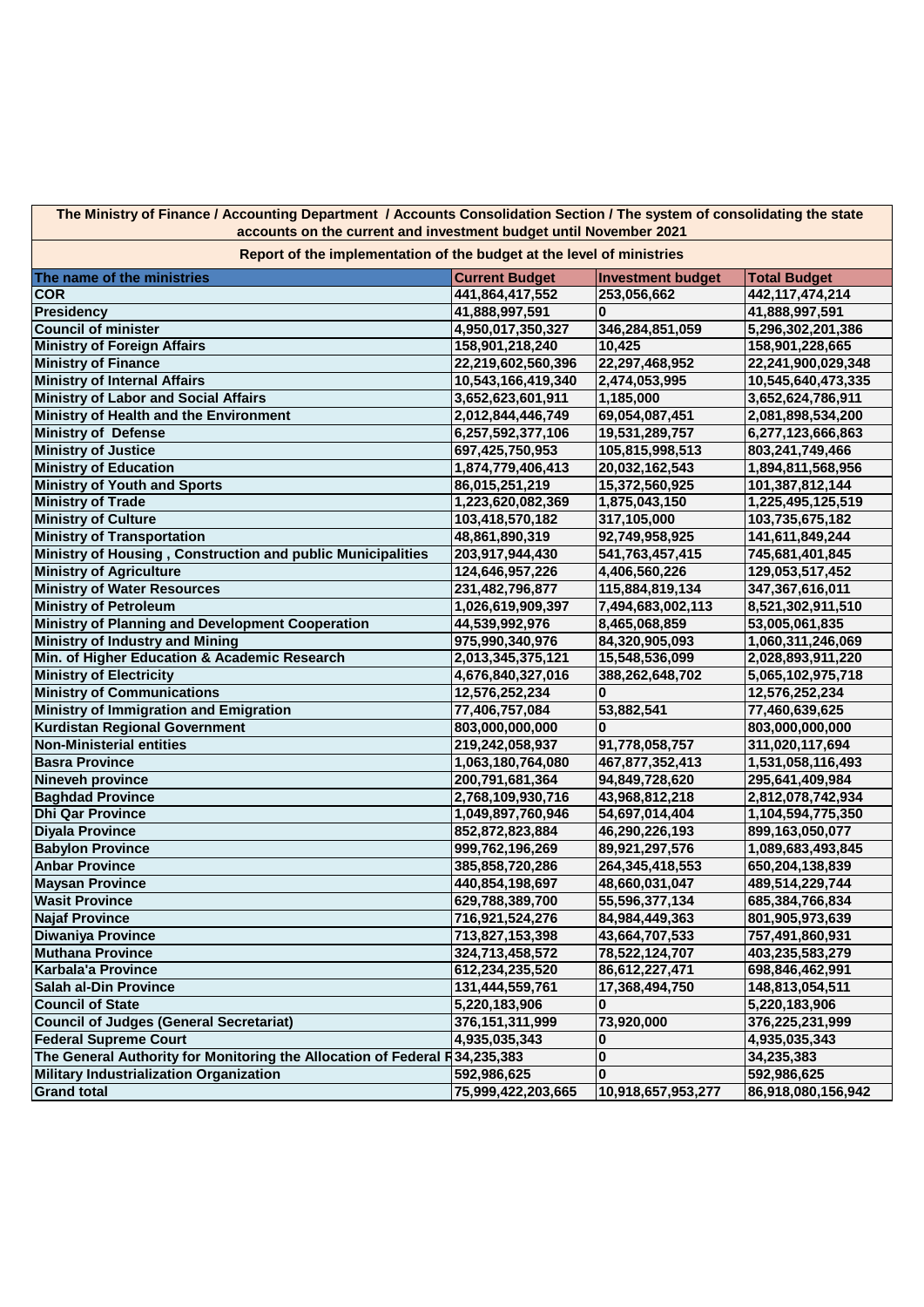**The Ministry of Finance / Accounting Department / Accounts Consolidation Section / The system of consolidating the state accounts on the current and investment budget until November 2021**

**Report of the implementation of the budget at the level of ministries**

| The name of the ministries | Current Budget | Investment budget | Total Budget |
|---|---|---|---|
| COR | 441,864,417,552 | 253,056,662 | 442,117,474,214 |
| Presidency | 41,888,997,591 | 0 | 41,888,997,591 |
| Council of minister | 4,950,017,350,327 | 346,284,851,059 | 5,296,302,201,386 |
| Ministry of Foreign Affairs | 158,901,218,240 | 10,425 | 158,901,228,665 |
| Ministry of Finance | 22,219,602,560,396 | 22,297,468,952 | 22,241,900,029,348 |
| Ministry of Internal Affairs | 10,543,166,419,340 | 2,474,053,995 | 10,545,640,473,335 |
| Ministry of Labor and Social Affairs | 3,652,623,601,911 | 1,185,000 | 3,652,624,786,911 |
| Ministry of Health and the Environment | 2,012,844,446,749 | 69,054,087,451 | 2,081,898,534,200 |
| Ministry of Defense | 6,257,592,377,106 | 19,531,289,757 | 6,277,123,666,863 |
| Ministry of Justice | 697,425,750,953 | 105,815,998,513 | 803,241,749,466 |
| Ministry of Education | 1,874,779,406,413 | 20,032,162,543 | 1,894,811,568,956 |
| Ministry of Youth and Sports | 86,015,251,219 | 15,372,560,925 | 101,387,812,144 |
| Ministry of Trade | 1,223,620,082,369 | 1,875,043,150 | 1,225,495,125,519 |
| Ministry of Culture | 103,418,570,182 | 317,105,000 | 103,735,675,182 |
| Ministry of Transportation | 48,861,890,319 | 92,749,958,925 | 141,611,849,244 |
| Ministry of Housing , Construction and public Municipalities | 203,917,944,430 | 541,763,457,415 | 745,681,401,845 |
| Ministry of Agriculture | 124,646,957,226 | 4,406,560,226 | 129,053,517,452 |
| Ministry of Water Resources | 231,482,796,877 | 115,884,819,134 | 347,367,616,011 |
| Ministry of Petroleum | 1,026,619,909,397 | 7,494,683,002,113 | 8,521,302,911,510 |
| Ministry of Planning and Development Cooperation | 44,539,992,976 | 8,465,068,859 | 53,005,061,835 |
| Ministry of Industry and Mining | 975,990,340,976 | 84,320,905,093 | 1,060,311,246,069 |
| Min. of Higher Education & Academic Research | 2,013,345,375,121 | 15,548,536,099 | 2,028,893,911,220 |
| Ministry of Electricity | 4,676,840,327,016 | 388,262,648,702 | 5,065,102,975,718 |
| Ministry of Communications | 12,576,252,234 | 0 | 12,576,252,234 |
| Ministry of Immigration and Emigration | 77,406,757,084 | 53,882,541 | 77,460,639,625 |
| Kurdistan Regional Government | 803,000,000,000 | 0 | 803,000,000,000 |
| Non-Ministerial entities | 219,242,058,937 | 91,778,058,757 | 311,020,117,694 |
| Basra Province | 1,063,180,764,080 | 467,877,352,413 | 1,531,058,116,493 |
| Nineveh province | 200,791,681,364 | 94,849,728,620 | 295,641,409,984 |
| Baghdad Province | 2,768,109,930,716 | 43,968,812,218 | 2,812,078,742,934 |
| Dhi Qar Province | 1,049,897,760,946 | 54,697,014,404 | 1,104,594,775,350 |
| Diyala Province | 852,872,823,884 | 46,290,226,193 | 899,163,050,077 |
| Babylon Province | 999,762,196,269 | 89,921,297,576 | 1,089,683,493,845 |
| Anbar Province | 385,858,720,286 | 264,345,418,553 | 650,204,138,839 |
| Maysan Province | 440,854,198,697 | 48,660,031,047 | 489,514,229,744 |
| Wasit Province | 629,788,389,700 | 55,596,377,134 | 685,384,766,834 |
| Najaf Province | 716,921,524,276 | 84,984,449,363 | 801,905,973,639 |
| Diwaniya Province | 713,827,153,398 | 43,664,707,533 | 757,491,860,931 |
| Muthana Province | 324,713,458,572 | 78,522,124,707 | 403,235,583,279 |
| Karbala'a Province | 612,234,235,520 | 86,612,227,471 | 698,846,462,991 |
| Salah al-Din Province | 131,444,559,761 | 17,368,494,750 | 148,813,054,511 |
| Council of State | 5,220,183,906 | 0 | 5,220,183,906 |
| Council of Judges (General Secretariat) | 376,151,311,999 | 73,920,000 | 376,225,231,999 |
| Federal Supreme Court | 4,935,035,343 | 0 | 4,935,035,343 |
| The General Authority for Monitoring the Allocation of Federal R | 34,235,383 | 0 | 34,235,383 |
| Military Industrialization Organization | 592,986,625 | 0 | 592,986,625 |
| Grand total | 75,999,422,203,665 | 10,918,657,953,277 | 86,918,080,156,942 |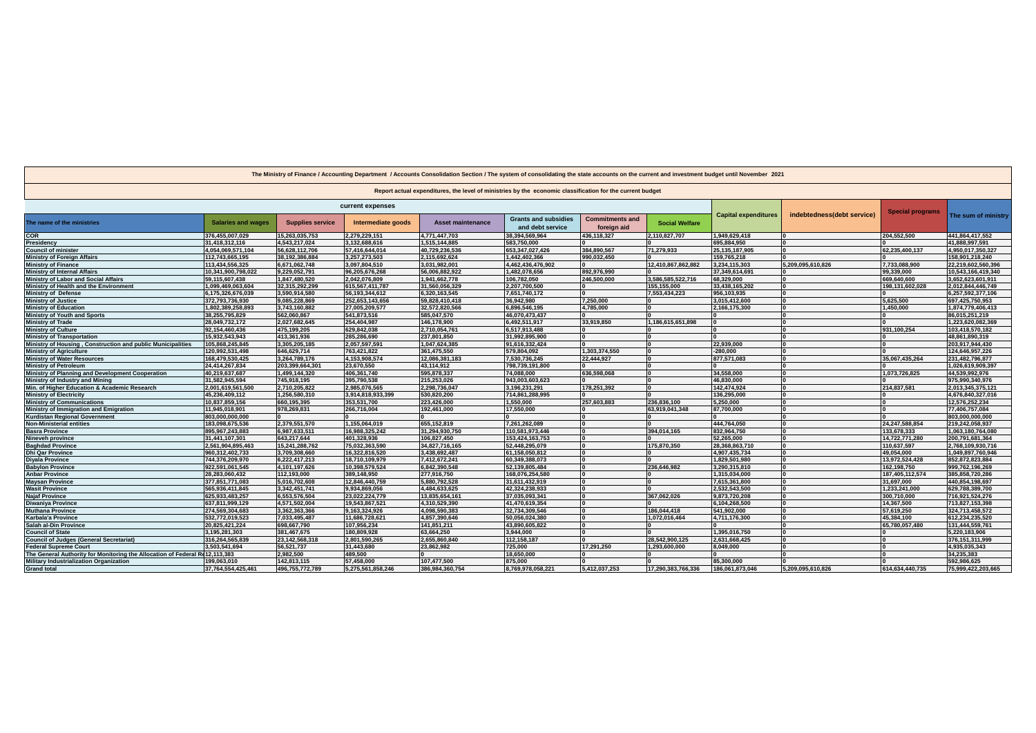**The Ministry of Finance / Accounting Department / Accounts Consolidation Section / The system of consolidating the state accounts on the current and investment budget until November 2021**

**Report actual expenditures, the level of ministries by the economic classification for the current budget**

| The name of the ministries | current expenses | | | | | | | Capital expenditures | indebtedness(debt service) | Special programs | The sum of ministry |
|---|---|---|---|---|---|---|---|---|---|---|---|
| | Salaries and wages | Supplies service | Intermediate goods | Asset maintenance | Grants and subsidies and debt service | Commitments and foreign aid | Social Welfare | | | | |
| COR | 376,455,007,029 | 15,263,035,753 | 2,279,229,151 | 4,771,447,703 | 38,394,569,964 | 436,118,327 | 2,110,827,707 | 1,949,629,418 | 0 | 204,552,500 | 441,864,417,552 |
| Presidency | 31,418,312,116 | 4,543,217,024 | 3,132,688,616 | 1,515,144,885 | 583,750,000 | 0 | 0 | 695,884,950 | 0 | 0 | 41,888,997,591 |
| Council of minister | 4,054,069,571,104 | 56,628,112,706 | 57,416,644,014 | 40,729,236,536 | 653,347,027,426 | 384,890,567 | 71,279,933 | 25,135,187,905 | 0 | 62,235,400,137 | 4,950,017,350,327 |
| Ministry of Foreign Affairs | 112,743,665,195 | 38,192,386,884 | 3,257,273,503 | 2,115,692,624 | 1,442,402,366 | 990,032,450 | 0 | 159,765,218 | 0 | 0 | 158,901,218,240 |
| Ministry of Finance | 113,434,556,325 | 6,671,062,748 | 3,097,804,510 | 3,031,982,001 | 4,462,436,476,902 | 0 | 12,410,867,862,882 | 3,234,115,303 | 5,209,095,610,826 | 7,733,088,900 | 22,219,602,560,396 |
| Ministry of Internal Affairs | 10,341,900,798,022 | 9,229,052,791 | 96,205,676,268 | 56,006,882,922 | 1,482,078,656 | 892,976,990 | 0 | 37,349,614,691 | 0 | 99,339,000 | 10,543,166,419,340 |
| Ministry of Labor and Social Affairs | 59,115,607,438 | 1,847,480,520 | 2,042,076,809 | 1,941,662,778 | 106,782,050 | 246,500,000 | 3,586,585,522,716 | 68,329,000 | 0 | 669,640,600 | 3,652,623,601,911 |
| Ministry of Health and the Environment | 1,099,469,063,604 | 32,315,292,299 | 615,567,411,787 | 31,560,056,329 | 2,207,700,500 | 0 | 155,155,000 | 33,438,165,202 | 0 | 198,131,602,028 | 2,012,844,446,749 |
| Ministry of Defense | 6,175,326,676,039 | 3,590,914,580 | 56,193,344,612 | 6,320,163,545 | 7,651,740,172 | 0 | 7,553,434,223 | 956,103,935 | 0 | 0 | 6,257,592,377,106 |
| Ministry of Justice | 372,793,736,930 | 9,085,228,869 | 252,653,143,656 | 59,828,410,418 | 36,942,980 | 7,250,000 | 0 | 3,015,412,600 | 0 | 5,625,500 | 697,425,750,953 |
| Ministry of Education | 1,802,389,258,893 | 3,743,160,882 | 27,005,209,577 | 32,572,820,566 | 6,896,546,195 | 4,785,000 | 0 | 2,166,175,300 | 0 | 1,450,000 | 1,874,779,406,413 |
| Ministry of Youth and Sports | 38,255,795,829 | 562,060,867 | 541,873,516 | 585,047,570 | 46,070,473,437 | 0 | 0 | 0 | 0 | 0 | 86,015,251,219 |
| Ministry of Trade | 28,049,732,172 | 2,027,682,645 | 254,404,987 | 146,178,900 | 6,492,511,917 | 33,919,850 | 1,186,615,651,898 | 0 | 0 | 0 | 1,223,620,082,369 |
| Ministry of Culture | 92,154,460,436 | 475,199,205 | 629,842,038 | 2,710,054,761 | 6,517,913,488 | 0 | 0 | 0 | 0 | 931,100,254 | 103,418,570,182 |
| Ministry of Transportation | 15,932,543,943 | 413,361,936 | 285,286,690 | 237,801,850 | 31,992,895,900 | 0 | 0 | 0 | 0 | 0 | 48,861,890,319 |
| Ministry of Housing , Construction and public Municipalities | 105,868,245,845 | 3,305,205,185 | 2,057,597,591 | 1,047,624,385 | 91,616,332,424 | 0 | 0 | 22,939,000 | 0 | 0 | 203,917,944,430 |
| Ministry of Agriculture | 120,992,531,498 | 646,629,714 | 763,421,822 | 361,475,550 | 579,804,092 | 1,303,374,550 | 0 | -280,000 | 0 | 0 | 124,646,957,226 |
| Ministry of Water Resources | 168,479,530,425 | 3,264,789,176 | 4,153,908,574 | 12,086,381,183 | 7,530,736,245 | 22,444,927 | 0 | 877,571,083 | 0 | 35,067,435,264 | 231,482,796,877 |
| Ministry of Petroleum | 24,414,267,834 | 203,399,664,301 | 23,670,550 | 43,114,912 | 798,739,191,800 | 0 | 0 | 0 | 0 | 0 | 1,026,619,909,397 |
| Ministry of Planning and Development Cooperation | 40,219,637,687 | 1,499,144,320 | 406,361,740 | 595,878,337 | 74,088,000 | 636,598,068 | 0 | 34,558,000 | 0 | 1,073,726,825 | 44,539,992,976 |
| Ministry of Industry and Mining | 31,582,945,594 | 745,918,195 | 395,790,538 | 215,253,026 | 943,003,603,623 | 0 | 0 | 46,830,000 | 0 | 0 | 975,990,340,976 |
| Min. of Higher Education & Academic Research | 2,001,619,561,500 | 2,710,205,822 | 2,985,076,565 | 2,298,736,047 | 3,196,231,291 | 178,251,392 | 0 | 142,474,924 | 0 | 214,837,581 | 2,013,345,375,121 |
| Ministry of Electricity | 45,236,409,112 | 1,256,580,310 | 3,914,818,933,399 | 530,820,200 | 714,861,288,995 | 0 | 0 | 136,295,000 | 0 | 0 | 4,676,840,327,016 |
| Ministry of Communications | 10,837,859,156 | 660,195,395 | 353,531,700 | 223,426,000 | 1,550,000 | 257,603,883 | 236,836,100 | 5,250,000 | 0 | 0 | 12,576,252,234 |
| Ministry of Immigration and Emigration | 11,945,018,901 | 978,269,831 | 266,716,004 | 192,461,000 | 17,550,000 | 0 | 63,919,041,348 | 87,700,000 | 0 | 0 | 77,406,757,084 |
| Kurdistan Regional Government | 803,000,000,000 | 0 | 0 | 0 | 0 | 0 | 0 | 0 | 0 | 0 | 803,000,000,000 |
| Non-Ministerial entities | 183,098,675,536 | 2,379,551,570 | 1,155,064,019 | 655,152,819 | 7,261,262,089 | 0 | 0 | 444,764,050 | 0 | 24,247,588,854 | 219,242,058,937 |
| Basra Province | 895,967,243,883 | 6,987,633,511 | 16,988,325,242 | 31,294,930,750 | 110,581,973,446 | 0 | 394,014,165 | 832,964,750 | 0 | 133,678,333 | 1,063,180,764,080 |
| Nineveh province | 31,441,107,301 | 643,217,644 | 401,328,936 | 106,827,450 | 153,424,163,753 | 0 | 0 | 52,265,000 | 0 | 14,722,771,280 | 200,791,681,364 |
| Baghdad Province | 2,561,904,895,463 | 15,241,288,762 | 75,032,363,590 | 34,827,716,165 | 52,448,295,079 | 0 | 175,870,350 | 28,368,863,710 | 0 | 110,637,597 | 2,768,109,930,716 |
| Dhi Qar Province | 960,312,402,733 | 3,709,308,660 | 16,322,816,520 | 3,438,692,487 | 61,158,050,812 | 0 | 0 | 4,907,435,734 | 0 | 49,054,000 | 1,049,897,760,946 |
| Diyala Province | 744,376,209,970 | 6,222,417,213 | 18,710,109,979 | 7,412,672,241 | 60,349,388,073 | 0 | 0 | 1,829,501,980 | 0 | 13,972,524,428 | 852,872,823,884 |
| Babylon Province | 922,591,061,545 | 4,101,197,626 | 10,398,579,524 | 6,842,390,548 | 52,139,805,484 | 0 | 236,646,982 | 3,290,315,810 | 0 | 162,198,750 | 999,762,196,269 |
| Anbar Province | 28,283,060,432 | 112,193,000 | 389,148,950 | 277,916,750 | 168,076,254,580 | 0 | 0 | 1,315,034,000 | 0 | 187,405,112,574 | 385,858,720,286 |
| Maysan Province | 377,851,771,083 | 5,016,702,608 | 12,846,440,759 | 5,880,792,528 | 31,611,432,919 | 0 | 0 | 7,615,361,800 | 0 | 31,697,000 | 440,854,198,697 |
| Wasit Province | 565,936,411,845 | 3,342,451,741 | 9,934,869,056 | 4,484,633,625 | 42,324,238,933 | 0 | 0 | 2,532,543,500 | 0 | 1,233,241,000 | 629,788,389,700 |
| Najaf Province | 625,933,483,257 | 6,553,576,504 | 23,022,224,779 | 13,835,654,161 | 37,035,093,341 | 0 | 367,062,026 | 9,873,720,208 | 0 | 300,710,000 | 716,921,524,276 |
| Diwaniya Province | 637,811,999,129 | 4,571,502,004 | 19,543,867,521 | 4,310,529,390 | 41,470,619,354 | 0 | 0 | 6,104,268,500 | 0 | 14,367,500 | 713,827,153,398 |
| Muthana Province | 274,569,304,683 | 3,362,363,366 | 9,163,324,926 | 4,098,590,383 | 32,734,309,546 | 0 | 186,044,418 | 541,902,000 | 0 | 57,619,250 | 324,713,458,572 |
| Karbala'a Province | 532,772,019,523 | 7,033,495,487 | 11,686,728,621 | 4,857,390,646 | 50,056,024,380 | 0 | 1,072,016,464 | 4,711,176,300 | 0 | 45,384,100 | 612,234,235,520 |
| Salah al-Din Province | 20,825,421,224 | 698,667,790 | 107,956,234 | 141,851,211 | 43,890,605,822 | 0 | 0 | 0 | 0 | 65,780,057,480 | 131,444,559,761 |
| Council of State | 3,195,281,303 | 381,467,675 | 180,809,928 | 63,664,250 | 3,944,000 | 0 | 0 | 1,395,016,750 | 0 | 0 | 5,220,183,906 |
| Council of Judges (General Secretariat) | 316,264,565,839 | 23,142,568,318 | 2,801,590,265 | 2,655,860,840 | 112,158,187 | 0 | 28,542,900,125 | 2,631,668,425 | 0 | 0 | 376,151,311,999 |
| Federal Supreme Court | 3,503,541,694 | 56,521,737 | 31,443,680 | 23,862,982 | 725,000 | 17,291,250 | 1,293,600,000 | 8,049,000 | 0 | 0 | 4,935,035,343 |
| The General Authority for Monitoring the Allocation of Federal Re | 12,113,383 | 2,982,500 | 489,500 | 0 | 18,650,000 | 0 | 0 | 0 | 0 | 0 | 34,235,383 |
| Military Industrialization Organization | 199,063,010 | 142,813,115 | 57,458,000 | 107,477,500 | 875,000 | 0 | 0 | 85,300,000 | 0 | 0 | 592,986,625 |
| Grand total | 37,764,554,425,461 | 496,755,772,789 | 5,275,561,858,246 | 386,984,360,754 | 8,769,978,058,221 | 5,412,037,253 | 17,290,383,766,336 | 186,061,873,046 | 5,209,095,610,826 | 614,634,440,735 | 75,999,422,203,665 |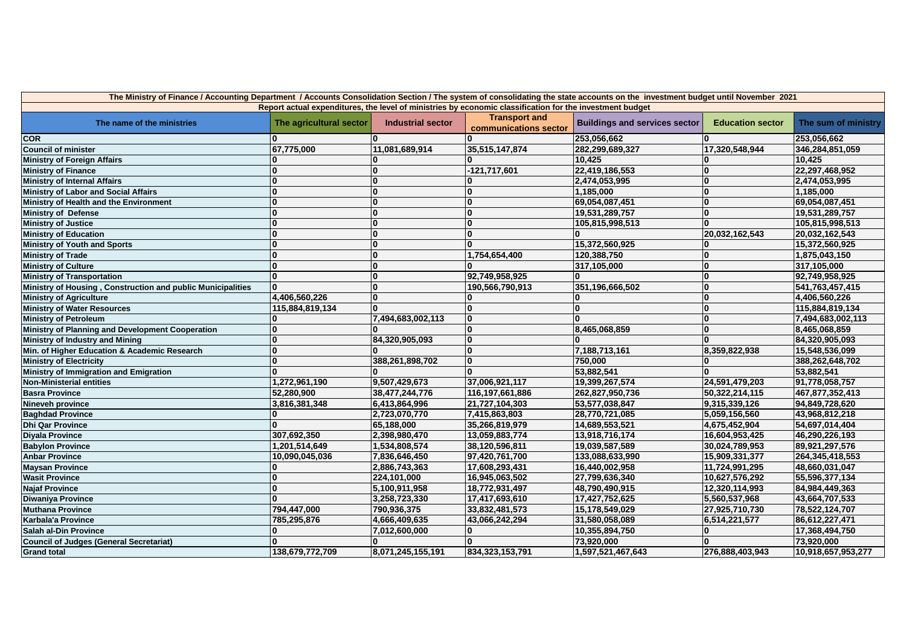| The Ministry of Finance / Accounting Department / Accounts Consolidation Section / The system of consolidating the state accounts on the investment budget until November 2021 | | | | | | |
|---|---|---|---|---|---|---|
| Report actual expenditures, the level of ministries by economic classification for the investment budget | | | | | | |
| The name of the ministries | The agricultural sector | Industrial sector | Transport and communications sector | Buildings and services sector | Education sector | The sum of ministry |
| COR | 0 | 0 | 0 | 253,056,662 | 0 | 253,056,662 |
| Council of minister | 67,775,000 | 11,081,689,914 | 35,515,147,874 | 282,299,689,327 | 17,320,548,944 | 346,284,851,059 |
| Ministry of Foreign Affairs | 0 | 0 | 0 | 10,425 | 0 | 10,425 |
| Ministry of Finance | 0 | 0 | -121,717,601 | 22,419,186,553 | 0 | 22,297,468,952 |
| Ministry of Internal Affairs | 0 | 0 | 0 | 2,474,053,995 | 0 | 2,474,053,995 |
| Ministry of Labor and Social Affairs | 0 | 0 | 0 | 1,185,000 | 0 | 1,185,000 |
| Ministry of Health and the Environment | 0 | 0 | 0 | 69,054,087,451 | 0 | 69,054,087,451 |
| Ministry of Defense | 0 | 0 | 0 | 19,531,289,757 | 0 | 19,531,289,757 |
| Ministry of Justice | 0 | 0 | 0 | 105,815,998,513 | 0 | 105,815,998,513 |
| Ministry of Education | 0 | 0 | 0 | 0 | 20,032,162,543 | 20,032,162,543 |
| Ministry of Youth and Sports | 0 | 0 | 0 | 15,372,560,925 | 0 | 15,372,560,925 |
| Ministry of Trade | 0 | 0 | 1,754,654,400 | 120,388,750 | 0 | 1,875,043,150 |
| Ministry of Culture | 0 | 0 | 0 | 317,105,000 | 0 | 317,105,000 |
| Ministry of Transportation | 0 | 0 | 92,749,958,925 | 0 | 0 | 92,749,958,925 |
| Ministry of Housing , Construction and public Municipalities | 0 | 0 | 190,566,790,913 | 351,196,666,502 | 0 | 541,763,457,415 |
| Ministry of Agriculture | 4,406,560,226 | 0 | 0 | 0 | 0 | 4,406,560,226 |
| Ministry of Water Resources | 115,884,819,134 | 0 | 0 | 0 | 0 | 115,884,819,134 |
| Ministry of Petroleum | 0 | 7,494,683,002,113 | 0 | 0 | 0 | 7,494,683,002,113 |
| Ministry of Planning and Development Cooperation | 0 | 0 | 0 | 8,465,068,859 | 0 | 8,465,068,859 |
| Ministry of Industry and Mining | 0 | 84,320,905,093 | 0 | 0 | 0 | 84,320,905,093 |
| Min. of Higher Education & Academic Research | 0 | 0 | 0 | 7,188,713,161 | 8,359,822,938 | 15,548,536,099 |
| Ministry of Electricity | 0 | 388,261,898,702 | 0 | 750,000 | 0 | 388,262,648,702 |
| Ministry of Immigration and Emigration | 0 | 0 | 0 | 53,882,541 | 0 | 53,882,541 |
| Non-Ministerial entities | 1,272,961,190 | 9,507,429,673 | 37,006,921,117 | 19,399,267,574 | 24,591,479,203 | 91,778,058,757 |
| Basra Province | 52,280,900 | 38,477,244,776 | 116,197,661,886 | 262,827,950,736 | 50,322,214,115 | 467,877,352,413 |
| Nineveh province | 3,816,381,348 | 6,413,864,996 | 21,727,104,303 | 53,577,038,847 | 9,315,339,126 | 94,849,728,620 |
| Baghdad Province | 0 | 2,723,070,770 | 7,415,863,803 | 28,770,721,085 | 5,059,156,560 | 43,968,812,218 |
| Dhi Qar Province | 0 | 65,188,000 | 35,266,819,979 | 14,689,553,521 | 4,675,452,904 | 54,697,014,404 |
| Diyala Province | 307,692,350 | 2,398,980,470 | 13,059,883,774 | 13,918,716,174 | 16,604,953,425 | 46,290,226,193 |
| Babylon Province | 1,201,514,649 | 1,534,808,574 | 38,120,596,811 | 19,039,587,589 | 30,024,789,953 | 89,921,297,576 |
| Anbar Province | 10,090,045,036 | 7,836,646,450 | 97,420,761,700 | 133,088,633,990 | 15,909,331,377 | 264,345,418,553 |
| Maysan Province | 0 | 2,886,743,363 | 17,608,293,431 | 16,440,002,958 | 11,724,991,295 | 48,660,031,047 |
| Wasit Province | 0 | 224,101,000 | 16,945,063,502 | 27,799,636,340 | 10,627,576,292 | 55,596,377,134 |
| Najaf Province | 0 | 5,100,911,958 | 18,772,931,497 | 48,790,490,915 | 12,320,114,993 | 84,984,449,363 |
| Diwaniya Province | 0 | 3,258,723,330 | 17,417,693,610 | 17,427,752,625 | 5,560,537,968 | 43,664,707,533 |
| Muthana Province | 794,447,000 | 790,936,375 | 33,832,481,573 | 15,178,549,029 | 27,925,710,730 | 78,522,124,707 |
| Karbala'a Province | 785,295,876 | 4,666,409,635 | 43,066,242,294 | 31,580,058,089 | 6,514,221,577 | 86,612,227,471 |
| Salah al-Din Province | 0 | 7,012,600,000 | 0 | 10,355,894,750 | 0 | 17,368,494,750 |
| Council of Judges (General Secretariat) | 0 | 0 | 0 | 73,920,000 | 0 | 73,920,000 |
| Grand total | 138,679,772,709 | 8,071,245,155,191 | 834,323,153,791 | 1,597,521,467,643 | 276,888,403,943 | 10,918,657,953,277 |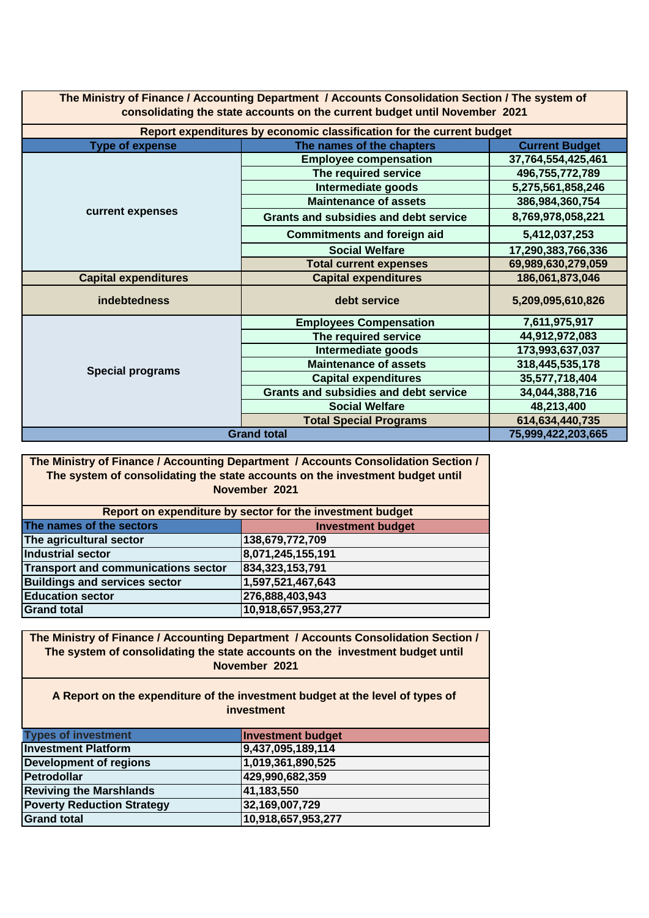**The Ministry of Finance / Accounting Department / Accounts Consolidation Section / The system of consolidating the state accounts on the current budget until November 2021**

**Report expenditures by economic classification for the current budget**

| Type of expense | The names of the chapters | Current Budget |
|---|---|---|
| current expenses | Employee compensation | 37,764,554,425,461 |
| | The required service | 496,755,772,789 |
| | Intermediate goods | 5,275,561,858,246 |
| | Maintenance of assets | 386,984,360,754 |
| | Grants and subsidies and debt service | 8,769,978,058,221 |
| | Commitments and foreign aid | 5,412,037,253 |
| | Social Welfare | 17,290,383,766,336 |
| | Total current expenses | 69,989,630,279,059 |
| Capital expenditures | Capital expenditures | 186,061,873,046 |
| indebtedness | debt service | 5,209,095,610,826 |
| Special programs | Employees Compensation | 7,611,975,917 |
| | The required service | 44,912,972,083 |
| | Intermediate goods | 173,993,637,037 |
| | Maintenance of assets | 318,445,535,178 |
| | Capital expenditures | 35,577,718,404 |
| | Grants and subsidies and debt service | 34,044,388,716 |
| | Social Welfare | 48,213,400 |
| | Total Special Programs | 614,634,440,735 |
| Grand total | | 75,999,422,203,665 |

**The Ministry of Finance / Accounting Department / Accounts Consolidation Section / The system of consolidating the state accounts on the investment budget until November 2021**

**Report on expenditure by sector for the investment budget**

| The names of the sectors | Investment budget |
|---|---|
| The agricultural sector | 138,679,772,709 |
| Industrial sector | 8,071,245,155,191 |
| Transport and communications sector | 834,323,153,791 |
| Buildings and services sector | 1,597,521,467,643 |
| Education sector | 276,888,403,943 |
| Grand total | 10,918,657,953,277 |

**The Ministry of Finance / Accounting Department / Accounts Consolidation Section / The system of consolidating the state accounts on the investment budget until November 2021**

**A Report on the expenditure of the investment budget at the level of types of investment**

| Types of investment | Investment budget |
|---|---|
| Investment Platform | 9,437,095,189,114 |
| Development of regions | 1,019,361,890,525 |
| Petrodollar | 429,990,682,359 |
| Reviving the Marshlands | 41,183,550 |
| Poverty Reduction Strategy | 32,169,007,729 |
| Grand total | 10,918,657,953,277 |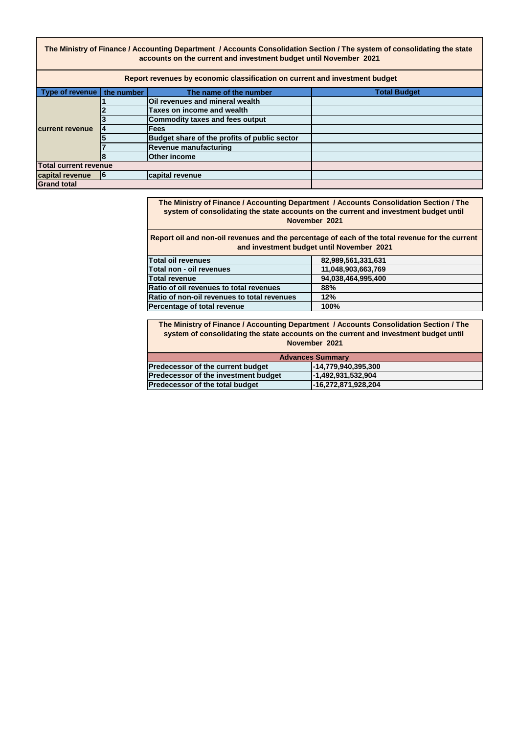**The Ministry of Finance / Accounting Department / Accounts Consolidation Section / The system of consolidating the state accounts on the current and investment budget until November 2021**

**Report revenues by economic classification on current and investment budget**

| Type of revenue | the number | The name of the number | Total Budget |
|---|---|---|---|
| current revenue | 1 | Oil revenues and mineral wealth | |
| | 2 | Taxes on income and wealth | |
| | 3 | Commodity taxes and fees output | |
| | 4 | Fees | |
| | 5 | Budget share of the profits of public sector | |
| | 7 | Revenue manufacturing | |
| | 8 | Other income | |
| Total current revenue | | | |
| capital revenue | 6 | capital revenue | |
| Grand total | | | |

**The Ministry of Finance / Accounting Department / Accounts Consolidation Section / The system of consolidating the state accounts on the current and investment budget until November 2021**

**Report oil and non-oil revenues and the percentage of each of the total revenue for the current and investment budget until November 2021**

| | |
|---|---|
| Total oil revenues | 82,989,561,331,631 |
| Total non - oil revenues | 11,048,903,663,769 |
| Total revenue | 94,038,464,995,400 |
| Ratio of oil revenues to total revenues | 88% |
| Ratio of non-oil revenues to total revenues | 12% |
| Percentage of total revenue | 100% |

**The Ministry of Finance / Accounting Department / Accounts Consolidation Section / The system of consolidating the state accounts on the current and investment budget until November 2021**

| Advances Summary | |
|---|---|
| Predecessor of the current budget | -14,779,940,395,300 |
| Predecessor of the investment budget | -1,492,931,532,904 |
| Predecessor of the total budget | -16,272,871,928,204 |